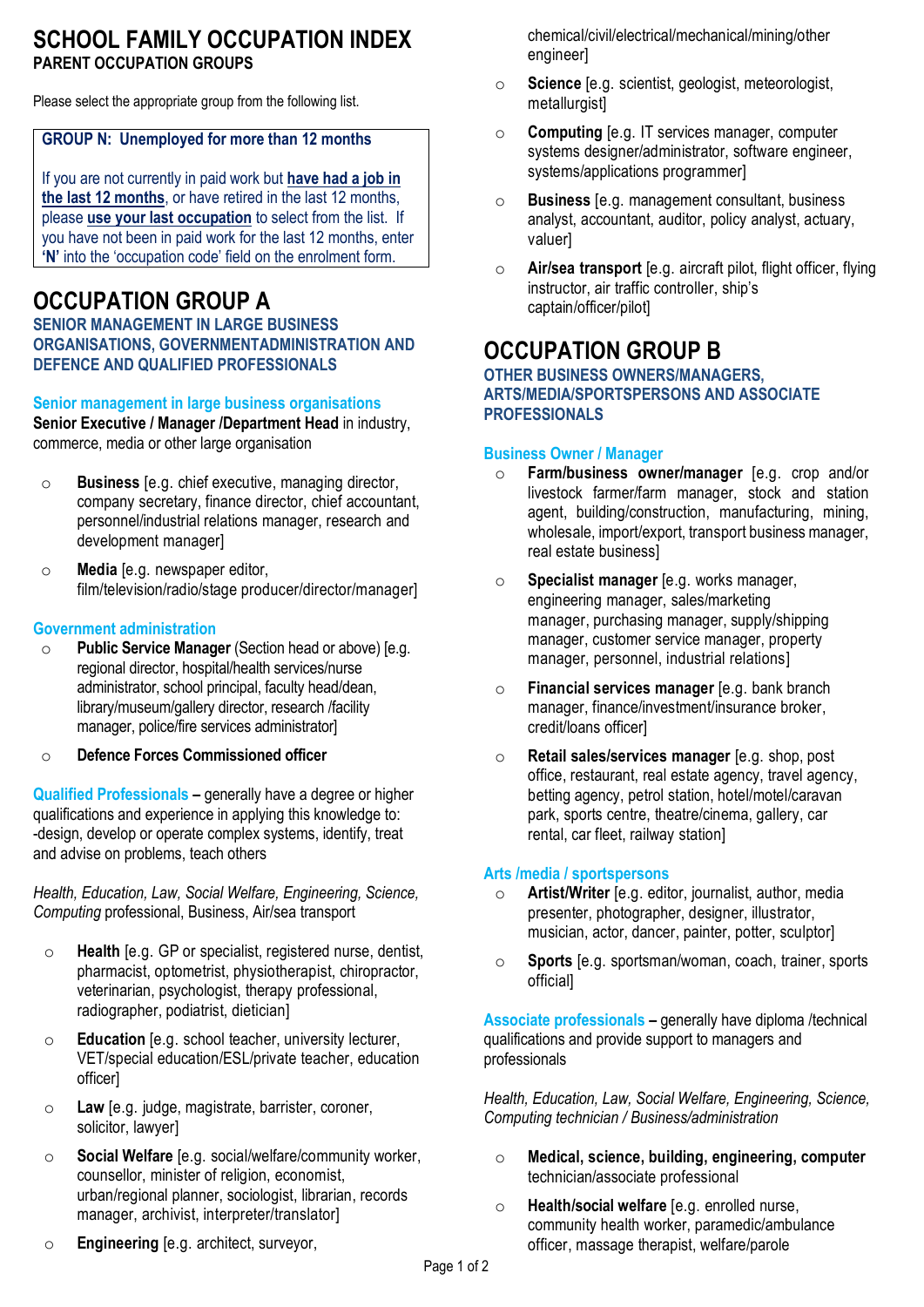# SCHOOL FAMILY OCCUPATION INDEX

**PARENT OCCUPATION GROUPS**

Please select the appropriate group from the following list.

> **GROUP N: Unemployed for more than 12 months**
>
> If you are not currently in paid work but **have had a job in the last 12 months**, or have retired in the last 12 months, please **use your last occupation** to select from the list. If you have not been in paid work for the last 12 months, enter **'N'** into the 'occupation code' field on the enrolment form.

## OCCUPATION GROUP A

### SENIOR MANAGEMENT IN LARGE BUSINESS ORGANISATIONS, GOVERNMENTADMINISTRATION AND DEFENCE AND QUALIFIED PROFESSIONALS

#### Senior management in large business organisations

**Senior Executive / Manager /Department Head** in industry, commerce, media or other large organisation

- **Business** [e.g. chief executive, managing director, company secretary, finance director, chief accountant, personnel/industrial relations manager, research and development manager]
- **Media** [e.g. newspaper editor, film/television/radio/stage producer/director/manager]

#### Government administration

- **Public Service Manager** (Section head or above) [e.g. regional director, hospital/health services/nurse administrator, school principal, faculty head/dean, library/museum/gallery director, research /facility manager, police/fire services administrator]
- **Defence Forces Commissioned officer**

**Qualified Professionals** – generally have a degree or higher qualifications and experience in applying this knowledge to: -design, develop or operate complex systems, identify, treat and advise on problems, teach others

*Health, Education, Law, Social Welfare, Engineering, Science, Computing* professional, Business, Air/sea transport

- **Health** [e.g. GP or specialist, registered nurse, dentist, pharmacist, optometrist, physiotherapist, chiropractor, veterinarian, psychologist, therapy professional, radiographer, podiatrist, dietician]
- **Education** [e.g. school teacher, university lecturer, VET/special education/ESL/private teacher, education officer]
- **Law** [e.g. judge, magistrate, barrister, coroner, solicitor, lawyer]
- **Social Welfare** [e.g. social/welfare/community worker, counsellor, minister of religion, economist, urban/regional planner, sociologist, librarian, records manager, archivist, interpreter/translator]
- **Engineering** [e.g. architect, surveyor, chemical/civil/electrical/mechanical/mining/other engineer]
- **Science** [e.g. scientist, geologist, meteorologist, metallurgist]
- **Computing** [e.g. IT services manager, computer systems designer/administrator, software engineer, systems/applications programmer]
- **Business** [e.g. management consultant, business analyst, accountant, auditor, policy analyst, actuary, valuer]
- **Air/sea transport** [e.g. aircraft pilot, flight officer, flying instructor, air traffic controller, ship's captain/officer/pilot]

## OCCUPATION GROUP B

### OTHER BUSINESS OWNERS/MANAGERS, ARTS/MEDIA/SPORTSPERSONS AND ASSOCIATE PROFESSIONALS

#### Business Owner / Manager

- **Farm/business owner/manager** [e.g. crop and/or livestock farmer/farm manager, stock and station agent, building/construction, manufacturing, mining, wholesale, import/export, transport business manager, real estate business]
- **Specialist manager** [e.g. works manager, engineering manager, sales/marketing manager, purchasing manager, supply/shipping manager, customer service manager, property manager, personnel, industrial relations]
- **Financial services manager** [e.g. bank branch manager, finance/investment/insurance broker, credit/loans officer]
- **Retail sales/services manager** [e.g. shop, post office, restaurant, real estate agency, travel agency, betting agency, petrol station, hotel/motel/caravan park, sports centre, theatre/cinema, gallery, car rental, car fleet, railway station]

#### Arts /media / sportspersons

- **Artist/Writer** [e.g. editor, journalist, author, media presenter, photographer, designer, illustrator, musician, actor, dancer, painter, potter, sculptor]
- **Sports** [e.g. sportsman/woman, coach, trainer, sports official]

**Associate professionals** – generally have diploma /technical qualifications and provide support to managers and professionals

*Health, Education, Law, Social Welfare, Engineering, Science, Computing technician / Business/administration*

- **Medical, science, building, engineering, computer** technician/associate professional
- **Health/social welfare** [e.g. enrolled nurse, community health worker, paramedic/ambulance officer, massage therapist, welfare/parole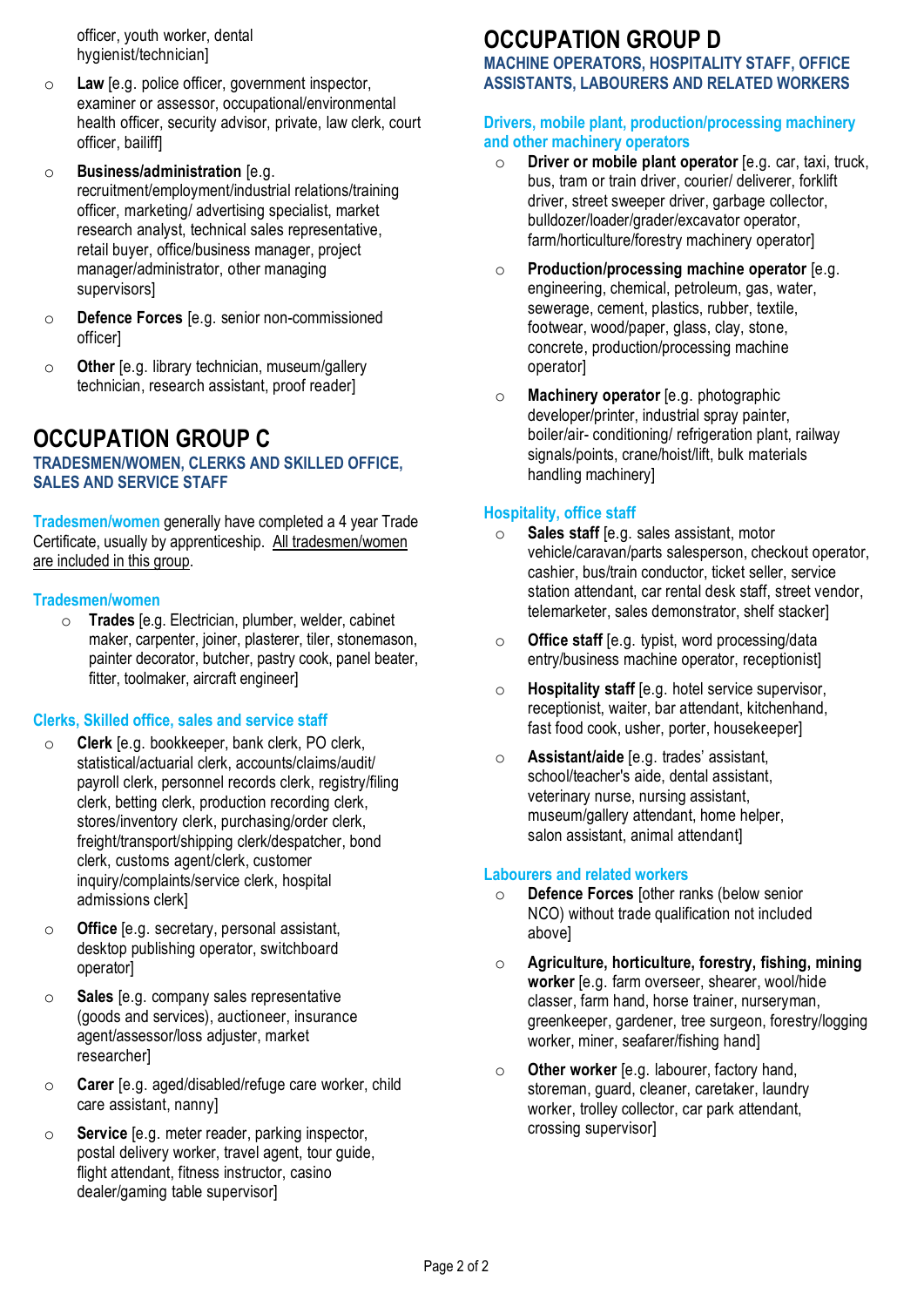officer, youth worker, dental hygienist/technician]

- **Law** [e.g. police officer, government inspector, examiner or assessor, occupational/environmental health officer, security advisor, private, law clerk, court officer, bailiff]
- **Business/administration** [e.g. recruitment/employment/industrial relations/training officer, marketing/ advertising specialist, market research analyst, technical sales representative, retail buyer, office/business manager, project manager/administrator, other managing supervisors]
- **Defence Forces** [e.g. senior non-commissioned officer]
- **Other** [e.g. library technician, museum/gallery technician, research assistant, proof reader]

# OCCUPATION GROUP C

## TRADESMEN/WOMEN, CLERKS AND SKILLED OFFICE, SALES AND SERVICE STAFF

Tradesmen/women generally have completed a 4 year Trade Certificate, usually by apprenticeship. All tradesmen/women are included in this group.

### Tradesmen/women

- **Trades** [e.g. Electrician, plumber, welder, cabinet maker, carpenter, joiner, plasterer, tiler, stonemason, painter decorator, butcher, pastry cook, panel beater, fitter, toolmaker, aircraft engineer]

### Clerks, Skilled office, sales and service staff

- **Clerk** [e.g. bookkeeper, bank clerk, PO clerk, statistical/actuarial clerk, accounts/claims/audit/ payroll clerk, personnel records clerk, registry/filing clerk, betting clerk, production recording clerk, stores/inventory clerk, purchasing/order clerk, freight/transport/shipping clerk/despatcher, bond clerk, customs agent/clerk, customer inquiry/complaints/service clerk, hospital admissions clerk]
- **Office** [e.g. secretary, personal assistant, desktop publishing operator, switchboard operator]
- **Sales** [e.g. company sales representative (goods and services), auctioneer, insurance agent/assessor/loss adjuster, market researcher]
- **Carer** [e.g. aged/disabled/refuge care worker, child care assistant, nanny]
- **Service** [e.g. meter reader, parking inspector, postal delivery worker, travel agent, tour guide, flight attendant, fitness instructor, casino dealer/gaming table supervisor]

# OCCUPATION GROUP D

## MACHINE OPERATORS, HOSPITALITY STAFF, OFFICE ASSISTANTS, LABOURERS AND RELATED WORKERS

### Drivers, mobile plant, production/processing machinery and other machinery operators

- **Driver or mobile plant operator** [e.g. car, taxi, truck, bus, tram or train driver, courier/ deliverer, forklift driver, street sweeper driver, garbage collector, bulldozer/loader/grader/excavator operator, farm/horticulture/forestry machinery operator]
- **Production/processing machine operator** [e.g. engineering, chemical, petroleum, gas, water, sewerage, cement, plastics, rubber, textile, footwear, wood/paper, glass, clay, stone, concrete, production/processing machine operator]
- **Machinery operator** [e.g. photographic developer/printer, industrial spray painter, boiler/air- conditioning/ refrigeration plant, railway signals/points, crane/hoist/lift, bulk materials handling machinery]

### Hospitality, office staff

- **Sales staff** [e.g. sales assistant, motor vehicle/caravan/parts salesperson, checkout operator, cashier, bus/train conductor, ticket seller, service station attendant, car rental desk staff, street vendor, telemarketer, sales demonstrator, shelf stacker]
- **Office staff** [e.g. typist, word processing/data entry/business machine operator, receptionist]
- **Hospitality staff** [e.g. hotel service supervisor, receptionist, waiter, bar attendant, kitchenhand, fast food cook, usher, porter, housekeeper]
- **Assistant/aide** [e.g. trades' assistant, school/teacher's aide, dental assistant, veterinary nurse, nursing assistant, museum/gallery attendant, home helper, salon assistant, animal attendant]

### Labourers and related workers

- **Defence Forces** [other ranks (below senior NCO) without trade qualification not included above]
- **Agriculture, horticulture, forestry, fishing, mining worker** [e.g. farm overseer, shearer, wool/hide classer, farm hand, horse trainer, nurseryman, greenkeeper, gardener, tree surgeon, forestry/logging worker, miner, seafarer/fishing hand]
- **Other worker** [e.g. labourer, factory hand, storeman, guard, cleaner, caretaker, laundry worker, trolley collector, car park attendant, crossing supervisor]